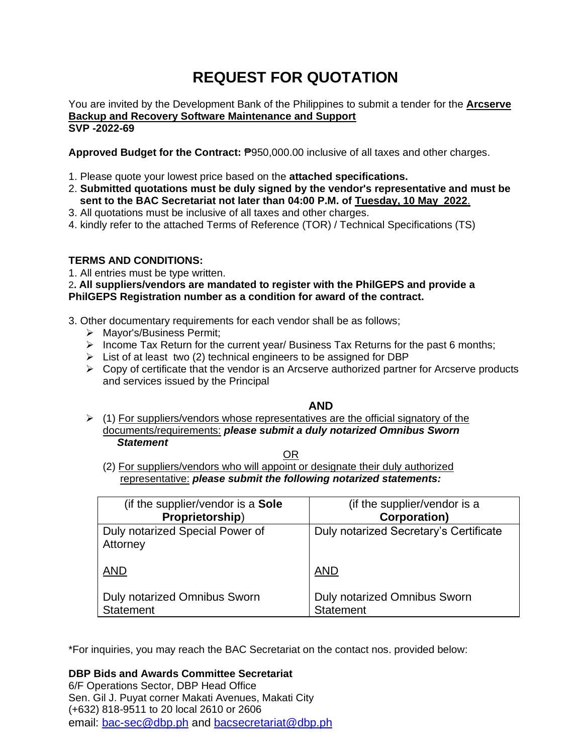# REQUEST FOR QUOTATION

You are invited by the Development Bank of the Philippines to submit a tender for the **Arcserve Backup and Recovery Software Maintenance and Support**
**SVP -2022-69**

**Approved Budget for the Contract:** ₱950,000.00 inclusive of all taxes and other charges.

1. Please quote your lowest price based on the **attached specifications.**
2. **Submitted quotations must be duly signed by the vendor's representative and must be sent to the BAC Secretariat not later than 04:00 P.M. of Tuesday, 10 May 2022.**
3. All quotations must be inclusive of all taxes and other charges.
4. kindly refer to the attached Terms of Reference (TOR) / Technical Specifications (TS)

**TERMS AND CONDITIONS:**

1. All entries must be type written.
2. **All suppliers/vendors are mandated to register with the PhilGEPS and provide a PhilGEPS Registration number as a condition for award of the contract.**
3. Other documentary requirements for each vendor shall be as follows;
   - Mayor's/Business Permit;
   - Income Tax Return for the current year/ Business Tax Returns for the past 6 months;
   - List of at least two (2) technical engineers to be assigned for DBP
   - Copy of certificate that the vendor is an Arcserve authorized partner for Arcserve products and services issued by the Principal

**AND**

- (1) For suppliers/vendors whose representatives are the official signatory of the documents/requirements: ***please submit a duly notarized Omnibus Sworn Statement***

  OR

  (2) For suppliers/vendors who will appoint or designate their duly authorized representative: ***please submit the following notarized statements:***

| (if the supplier/vendor is a **Sole Proprietorship**) | (if the supplier/vendor is a **Corporation)** |
|---|---|
| Duly notarized Special Power of Attorney<br><br>AND<br><br>Duly notarized Omnibus Sworn Statement | Duly notarized Secretary's Certificate<br><br>AND<br><br>Duly notarized Omnibus Sworn Statement |

*For inquiries, you may reach the BAC Secretariat on the contact nos. provided below:

**DBP Bids and Awards Committee Secretariat**
6/F Operations Sector, DBP Head Office
Sen. Gil J. Puyat corner Makati Avenues, Makati City
(+632) 818-9511 to 20 local 2610 or 2606
email: bac-sec@dbp.ph and bacsecretariat@dbp.ph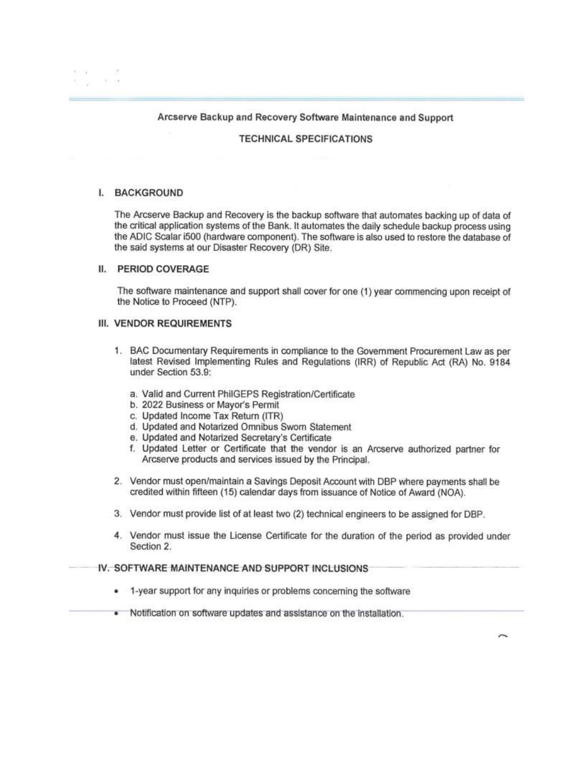## Arcserve Backup and Recovery Software Maintenance and Support

## TECHNICAL SPECIFICATIONS

### I. BACKGROUND

The Arcserve Backup and Recovery is the backup software that automates backing up of data of the critical application systems of the Bank. It automates the daily schedule backup process using the ADIC Scalar i500 (hardware component). The software is also used to restore the database of the said systems at our Disaster Recovery (DR) Site.

### II. PERIOD COVERAGE

The software maintenance and support shall cover for one (1) year commencing upon receipt of the Notice to Proceed (NTP).

### III. VENDOR REQUIREMENTS

1. BAC Documentary Requirements in compliance to the Government Procurement Law as per latest Revised Implementing Rules and Regulations (IRR) of Republic Act (RA) No. 9184 under Section 53.9:

   a. Valid and Current PhilGEPS Registration/Certificate
   b. 2022 Business or Mayor's Permit
   c. Updated Income Tax Return (ITR)
   d. Updated and Notarized Omnibus Sworn Statement
   e. Updated and Notarized Secretary's Certificate
   f. Updated Letter or Certificate that the vendor is an Arcserve authorized partner for Arcserve products and services issued by the Principal.

2. Vendor must open/maintain a Savings Deposit Account with DBP where payments shall be credited within fifteen (15) calendar days from issuance of Notice of Award (NOA).

3. Vendor must provide list of at least two (2) technical engineers to be assigned for DBP.

4. Vendor must issue the License Certificate for the duration of the period as provided under Section 2.

### IV. SOFTWARE MAINTENANCE AND SUPPORT INCLUSIONS

- 1-year support for any inquiries or problems concerning the software
- Notification on software updates and assistance on the installation.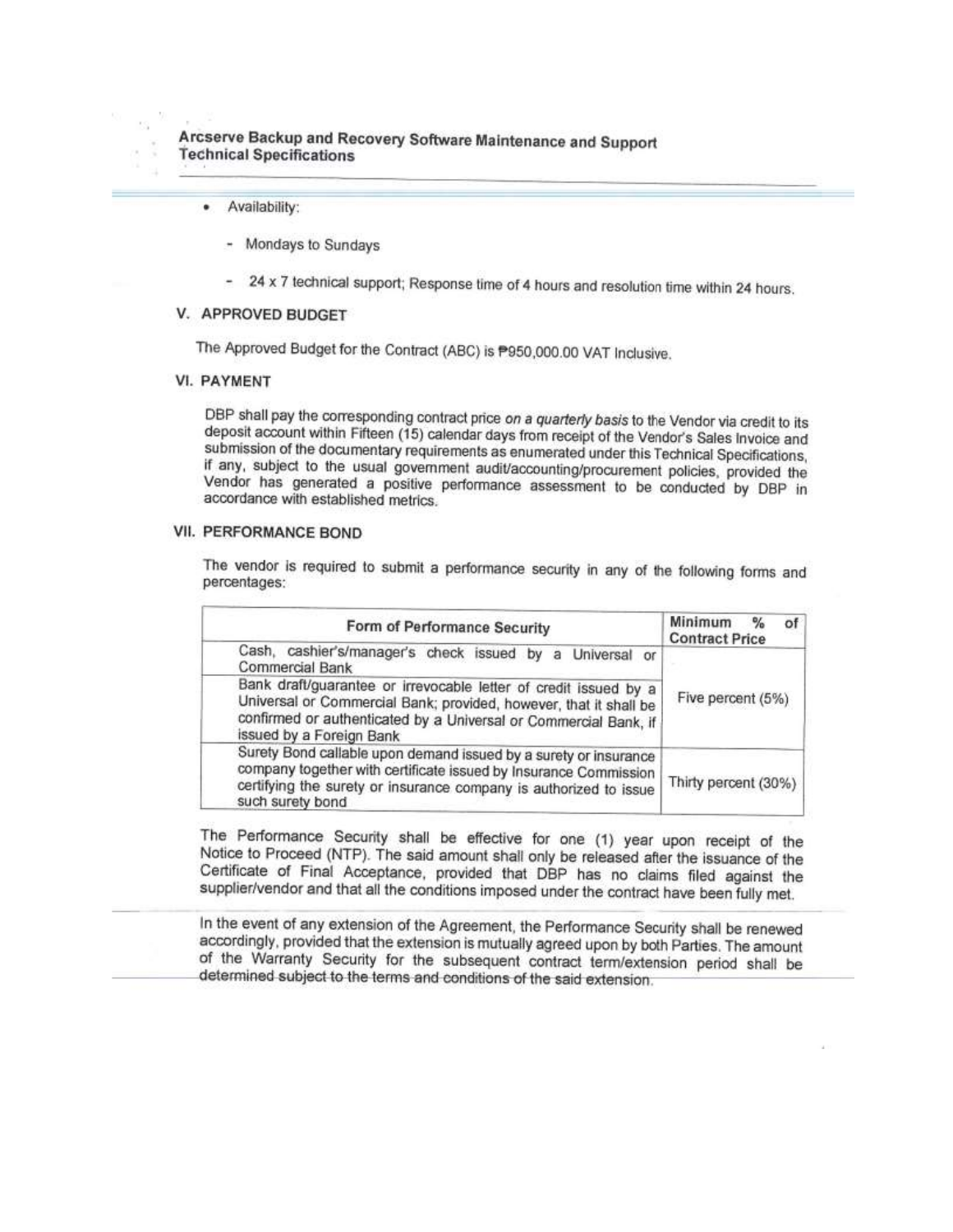- Availability:
  - Mondays to Sundays
  - 24 x 7 technical support; Response time of 4 hours and resolution time within 24 hours.

## V. APPROVED BUDGET

The Approved Budget for the Contract (ABC) is ₱950,000.00 VAT Inclusive.

## VI. PAYMENT

DBP shall pay the corresponding contract price *on a quarterly basis* to the Vendor via credit to its deposit account within Fifteen (15) calendar days from receipt of the Vendor's Sales Invoice and submission of the documentary requirements as enumerated under this Technical Specifications, if any, subject to the usual government audit/accounting/procurement policies, provided the Vendor has generated a positive performance assessment to be conducted by DBP in accordance with established metrics.

## VII. PERFORMANCE BOND

The vendor is required to submit a performance security in any of the following forms and percentages:

| Form of Performance Security | Minimum % of Contract Price |
|---|---|
| Cash, cashier's/manager's check issued by a Universal or Commercial Bank | Five percent (5%) |
| Bank draft/guarantee or irrevocable letter of credit issued by a Universal or Commercial Bank; provided, however, that it shall be confirmed or authenticated by a Universal or Commercial Bank, if issued by a Foreign Bank | |
| Surety Bond callable upon demand issued by a surety or insurance company together with certificate issued by Insurance Commission certifying the surety or insurance company is authorized to issue such surety bond | Thirty percent (30%) |

The Performance Security shall be effective for one (1) year upon receipt of the Notice to Proceed (NTP). The said amount shall only be released after the issuance of the Certificate of Final Acceptance, provided that DBP has no claims filed against the supplier/vendor and that all the conditions imposed under the contract have been fully met.

In the event of any extension of the Agreement, the Performance Security shall be renewed accordingly, provided that the extension is mutually agreed upon by both Parties. The amount of the Warranty Security for the subsequent contract term/extension period shall be determined subject to the terms and conditions of the said extension.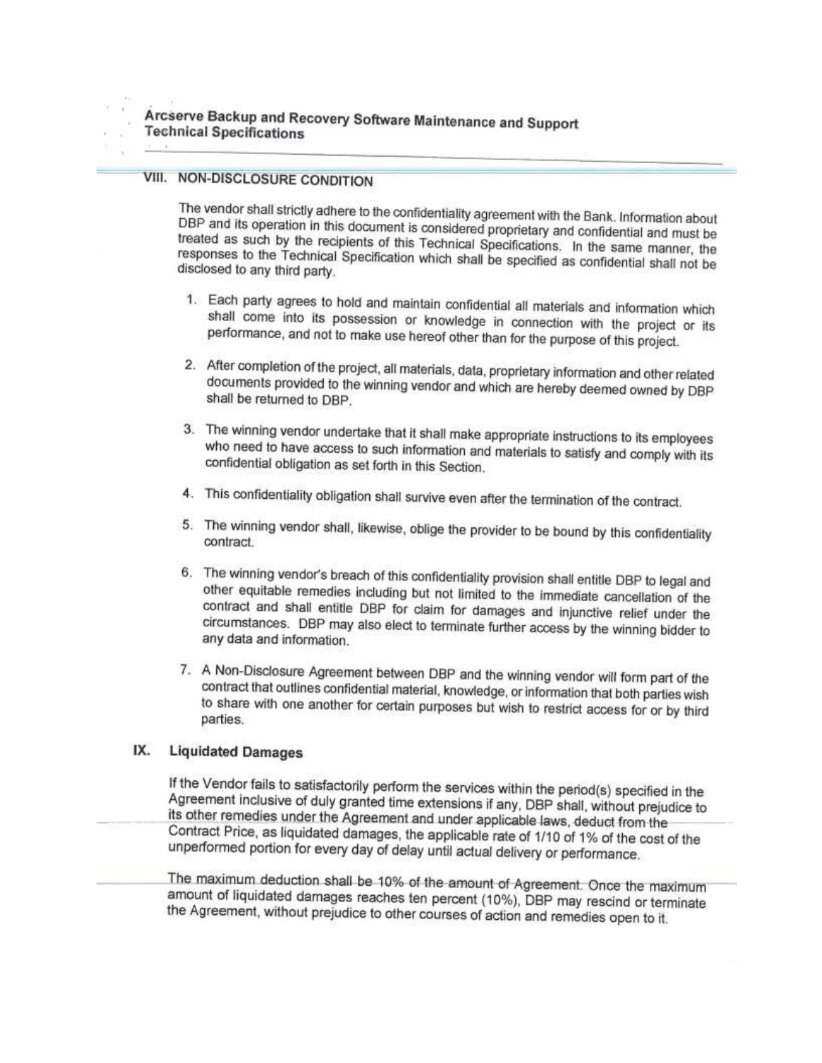## VIII. NON-DISCLOSURE CONDITION

The vendor shall strictly adhere to the confidentiality agreement with the Bank. Information about DBP and its operation in this document is considered proprietary and confidential and must be treated as such by the recipients of this Technical Specifications. In the same manner, the responses to the Technical Specification which shall be specified as confidential shall not be disclosed to any third party.

1. Each party agrees to hold and maintain confidential all materials and information which shall come into its possession or knowledge in connection with the project or its performance, and not to make use hereof other than for the purpose of this project.

2. After completion of the project, all materials, data, proprietary information and other related documents provided to the winning vendor and which are hereby deemed owned by DBP shall be returned to DBP.

3. The winning vendor undertake that it shall make appropriate instructions to its employees who need to have access to such information and materials to satisfy and comply with its confidential obligation as set forth in this Section.

4. This confidentiality obligation shall survive even after the termination of the contract.

5. The winning vendor shall, likewise, oblige the provider to be bound by this confidentiality contract.

6. The winning vendor's breach of this confidentiality provision shall entitle DBP to legal and other equitable remedies including but not limited to the immediate cancellation of the contract and shall entitle DBP for claim for damages and injunctive relief under the circumstances. DBP may also elect to terminate further access by the winning bidder to any data and information.

7. A Non-Disclosure Agreement between DBP and the winning vendor will form part of the contract that outlines confidential material, knowledge, or information that both parties wish to share with one another for certain purposes but wish to restrict access for or by third parties.

## IX. Liquidated Damages

If the Vendor fails to satisfactorily perform the services within the period(s) specified in the Agreement inclusive of duly granted time extensions if any, DBP shall, without prejudice to its other remedies under the Agreement and under applicable laws, deduct from the Contract Price, as liquidated damages, the applicable rate of 1/10 of 1% of the cost of the unperformed portion for every day of delay until actual delivery or performance.

The maximum deduction shall be 10% of the amount of Agreement. Once the maximum amount of liquidated damages reaches ten percent (10%), DBP may rescind or terminate the Agreement, without prejudice to other courses of action and remedies open to it.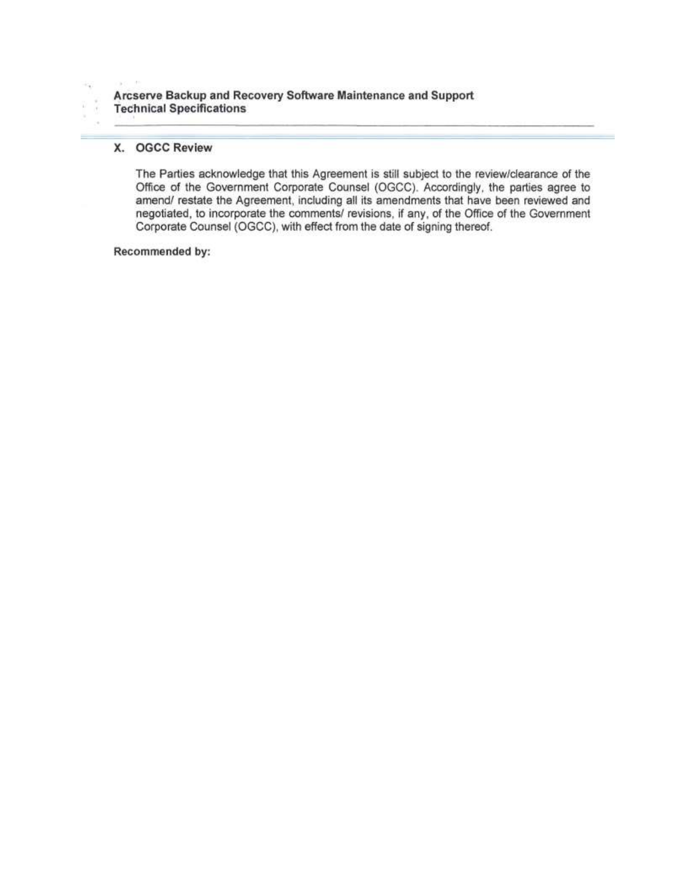## X. OGCC Review

The Parties acknowledge that this Agreement is still subject to the review/clearance of the Office of the Government Corporate Counsel (OGCC). Accordingly, the parties agree to amend/ restate the Agreement, including all its amendments that have been reviewed and negotiated, to incorporate the comments/ revisions, if any, of the Office of the Government Corporate Counsel (OGCC), with effect from the date of signing thereof.

**Recommended by:**